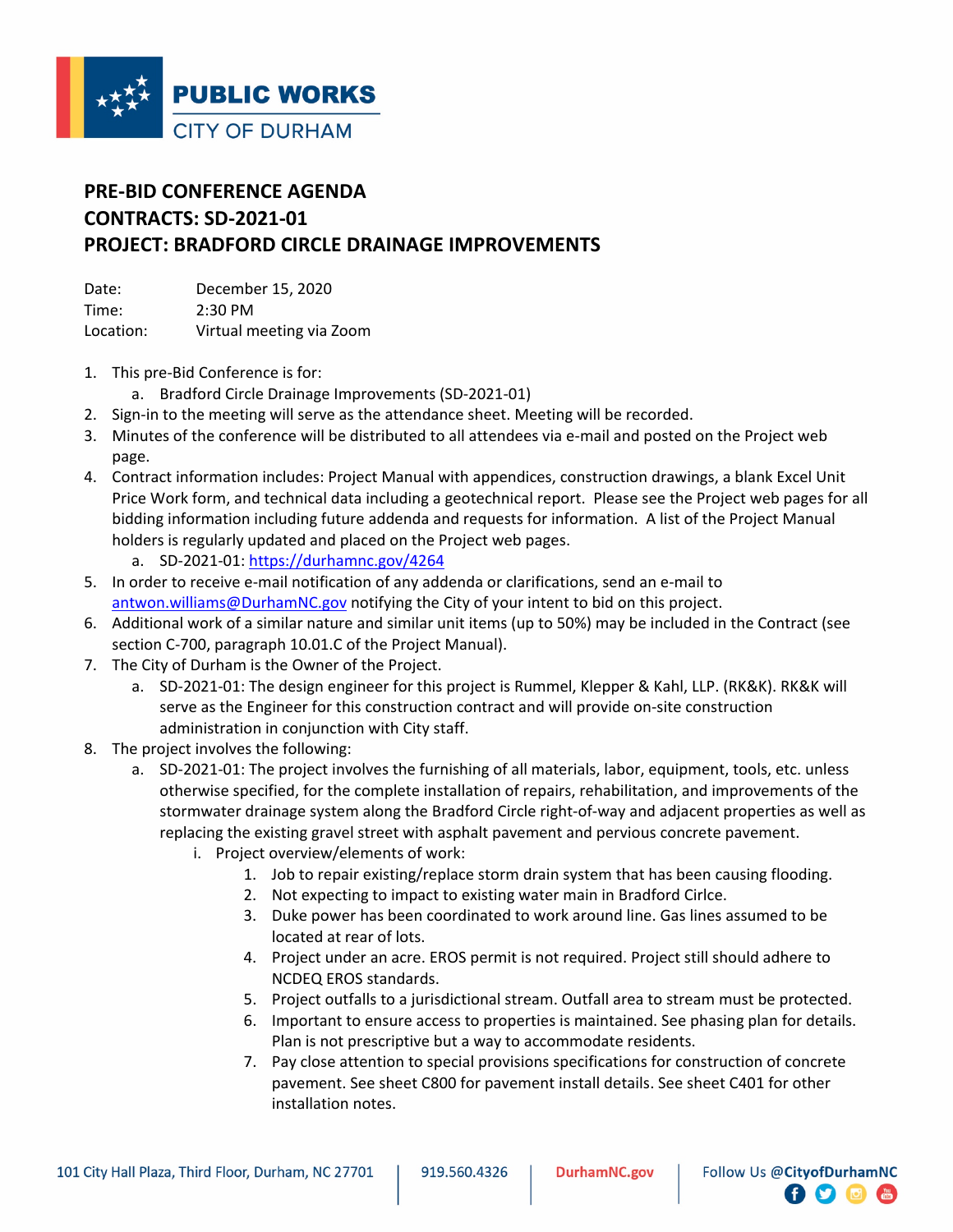PUBLIC WORKS
CITY OF DURHAM

# PRE-BID CONFERENCE AGENDA
# CONTRACTS: SD-2021-01
# PROJECT: BRADFORD CIRCLE DRAINAGE IMPROVEMENTS

Date: December 15, 2020
Time: 2:30 PM
Location: Virtual meeting via Zoom

1. This pre-Bid Conference is for:
   a. Bradford Circle Drainage Improvements (SD-2021-01)
2. Sign-in to the meeting will serve as the attendance sheet. Meeting will be recorded.
3. Minutes of the conference will be distributed to all attendees via e-mail and posted on the Project web page.
4. Contract information includes: Project Manual with appendices, construction drawings, a blank Excel Unit Price Work form, and technical data including a geotechnical report. Please see the Project web pages for all bidding information including future addenda and requests for information. A list of the Project Manual holders is regularly updated and placed on the Project web pages.
   a. SD-2021-01: https://durhamnc.gov/4264
5. In order to receive e-mail notification of any addenda or clarifications, send an e-mail to antwon.williams@DurhamNC.gov notifying the City of your intent to bid on this project.
6. Additional work of a similar nature and similar unit items (up to 50%) may be included in the Contract (see section C-700, paragraph 10.01.C of the Project Manual).
7. The City of Durham is the Owner of the Project.
   a. SD-2021-01: The design engineer for this project is Rummel, Klepper & Kahl, LLP. (RK&K). RK&K will serve as the Engineer for this construction contract and will provide on-site construction administration in conjunction with City staff.
8. The project involves the following:
   a. SD-2021-01: The project involves the furnishing of all materials, labor, equipment, tools, etc. unless otherwise specified, for the complete installation of repairs, rehabilitation, and improvements of the stormwater drainage system along the Bradford Circle right-of-way and adjacent properties as well as replacing the existing gravel street with asphalt pavement and pervious concrete pavement.
      i. Project overview/elements of work:
         1. Job to repair existing/replace storm drain system that has been causing flooding.
         2. Not expecting to impact to existing water main in Bradford Cirlce.
         3. Duke power has been coordinated to work around line. Gas lines assumed to be located at rear of lots.
         4. Project under an acre. EROS permit is not required. Project still should adhere to NCDEQ EROS standards.
         5. Project outfalls to a jurisdictional stream. Outfall area to stream must be protected.
         6. Important to ensure access to properties is maintained. See phasing plan for details. Plan is not prescriptive but a way to accommodate residents.
         7. Pay close attention to special provisions specifications for construction of concrete pavement. See sheet C800 for pavement install details. See sheet C401 for other installation notes.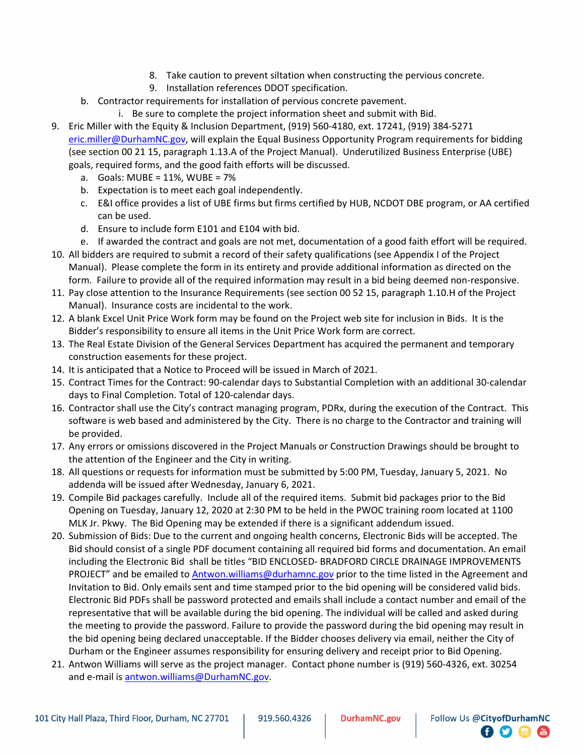8. Take caution to prevent siltation when constructing the pervious concrete.
9. Installation references DDOT specification.

b. Contractor requirements for installation of pervious concrete pavement.
   i. Be sure to complete the project information sheet and submit with Bid.

9. Eric Miller with the Equity & Inclusion Department, (919) 560-4180, ext. 17241, (919) 384-5271 eric.miller@DurhamNC.gov, will explain the Equal Business Opportunity Program requirements for bidding (see section 00 21 15, paragraph 1.13.A of the Project Manual). Underutilized Business Enterprise (UBE) goals, required forms, and the good faith efforts will be discussed.
   a. Goals: MUBE = 11%, WUBE = 7%
   b. Expectation is to meet each goal independently.
   c. E&I office provides a list of UBE firms but firms certified by HUB, NCDOT DBE program, or AA certified can be used.
   d. Ensure to include form E101 and E104 with bid.
   e. If awarded the contract and goals are not met, documentation of a good faith effort will be required.
10. All bidders are required to submit a record of their safety qualifications (see Appendix I of the Project Manual). Please complete the form in its entirety and provide additional information as directed on the form. Failure to provide all of the required information may result in a bid being deemed non-responsive.
11. Pay close attention to the Insurance Requirements (see section 00 52 15, paragraph 1.10.H of the Project Manual). Insurance costs are incidental to the work.
12. A blank Excel Unit Price Work form may be found on the Project web site for inclusion in Bids. It is the Bidder's responsibility to ensure all items in the Unit Price Work form are correct.
13. The Real Estate Division of the General Services Department has acquired the permanent and temporary construction easements for these project.
14. It is anticipated that a Notice to Proceed will be issued in March of 2021.
15. Contract Times for the Contract: 90-calendar days to Substantial Completion with an additional 30-calendar days to Final Completion. Total of 120-calendar days.
16. Contractor shall use the City's contract managing program, PDRx, during the execution of the Contract. This software is web based and administered by the City. There is no charge to the Contractor and training will be provided.
17. Any errors or omissions discovered in the Project Manuals or Construction Drawings should be brought to the attention of the Engineer and the City in writing.
18. All questions or requests for information must be submitted by 5:00 PM, Tuesday, January 5, 2021. No addenda will be issued after Wednesday, January 6, 2021.
19. Compile Bid packages carefully. Include all of the required items. Submit bid packages prior to the Bid Opening on Tuesday, January 12, 2020 at 2:30 PM to be held in the PWOC training room located at 1100 MLK Jr. Pkwy. The Bid Opening may be extended if there is a significant addendum issued.
20. Submission of Bids: Due to the current and ongoing health concerns, Electronic Bids will be accepted. The Bid should consist of a single PDF document containing all required bid forms and documentation. An email including the Electronic Bid shall be titles "BID ENCLOSED- BRADFORD CIRCLE DRAINAGE IMPROVEMENTS PROJECT" and be emailed to Antwon.williams@durhamnc.gov prior to the time listed in the Agreement and Invitation to Bid. Only emails sent and time stamped prior to the bid opening will be considered valid bids. Electronic Bid PDFs shall be password protected and emails shall include a contact number and email of the representative that will be available during the bid opening. The individual will be called and asked during the meeting to provide the password. Failure to provide the password during the bid opening may result in the bid opening being declared unacceptable. If the Bidder chooses delivery via email, neither the City of Durham or the Engineer assumes responsibility for ensuring delivery and receipt prior to Bid Opening.
21. Antwon Williams will serve as the project manager. Contact phone number is (919) 560-4326, ext. 30254 and e-mail is antwon.williams@DurhamNC.gov.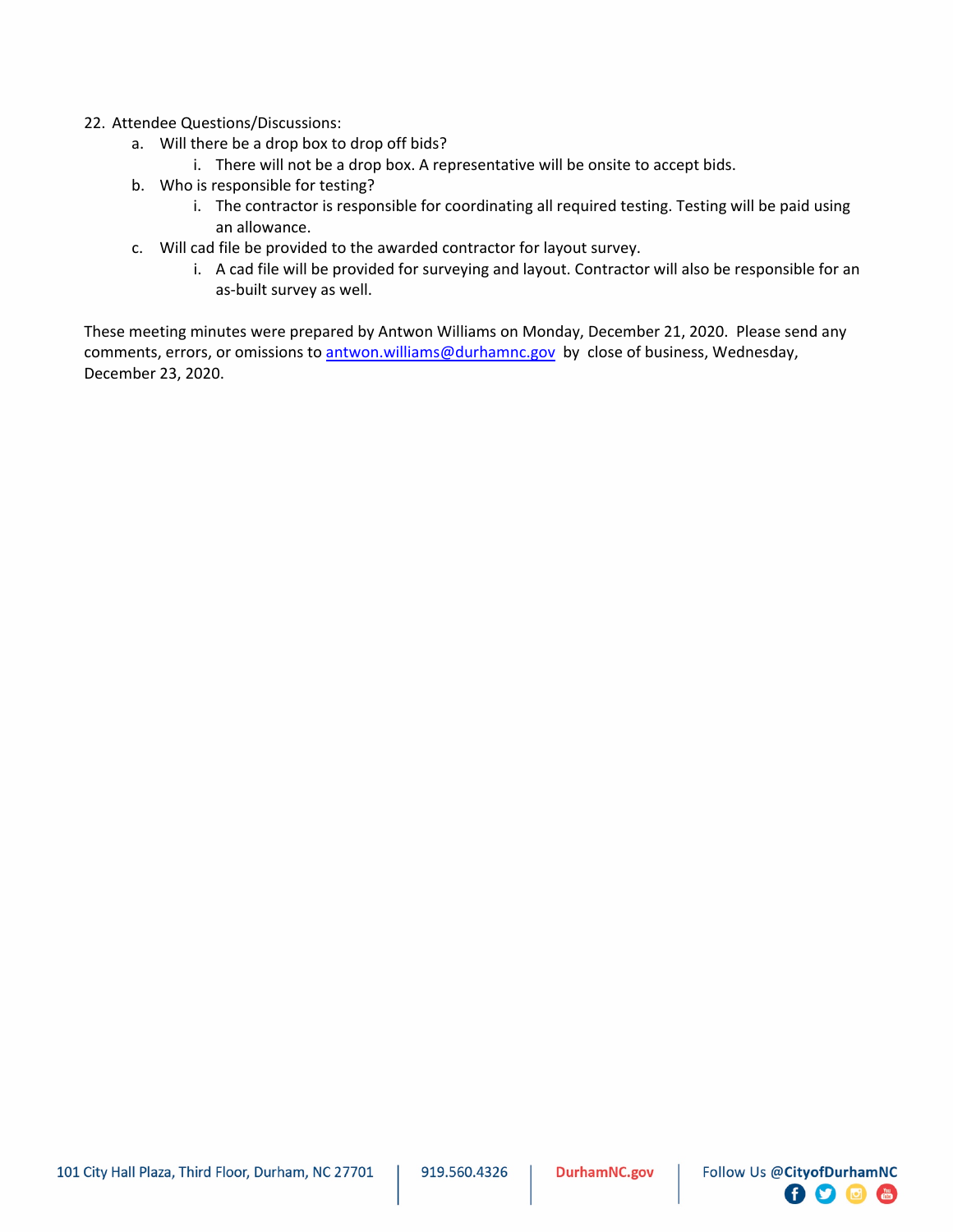22. Attendee Questions/Discussions:
    a. Will there be a drop box to drop off bids?
        i. There will not be a drop box. A representative will be onsite to accept bids.
    b. Who is responsible for testing?
        i. The contractor is responsible for coordinating all required testing. Testing will be paid using an allowance.
    c. Will cad file be provided to the awarded contractor for layout survey.
        i. A cad file will be provided for surveying and layout. Contractor will also be responsible for an as-built survey as well.

These meeting minutes were prepared by Antwon Williams on Monday, December 21, 2020. Please send any comments, errors, or omissions to antwon.williams@durhamnc.gov by close of business, Wednesday, December 23, 2020.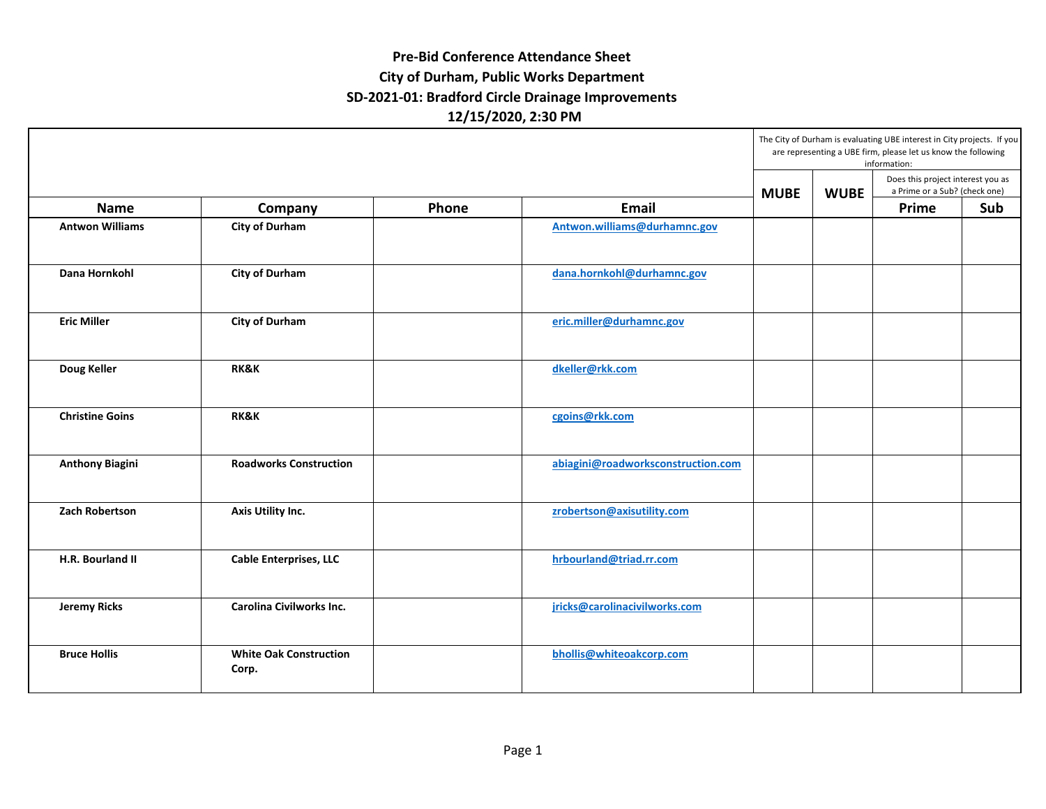# Pre-Bid Conference Attendance Sheet

## City of Durham, Public Works Department

## SD-2021-01: Bradford Circle Drainage Improvements

## 12/15/2020, 2:30 PM

| | | | | The City of Durham is evaluating UBE interest in City projects. If you are representing a UBE firm, please let us know the following information: | | | |
|---|---|---|---|---|---|---|---|
| | | | | MUBE | WUBE | Does this project interest you as a Prime or a Sub? (check one) | |
| **Name** | **Company** | **Phone** | **Email** | | | **Prime** | **Sub** |
| **Antwon Williams** | **City of Durham** | | **Antwon.williams@durhamnc.gov** | | | | |
| **Dana Hornkohl** | **City of Durham** | | **dana.hornkohl@durhamnc.gov** | | | | |
| **Eric Miller** | **City of Durham** | | **eric.miller@durhamnc.gov** | | | | |
| **Doug Keller** | **RK&K** | | **dkeller@rkk.com** | | | | |
| **Christine Goins** | **RK&K** | | **cgoins@rkk.com** | | | | |
| **Anthony Biagini** | **Roadworks Construction** | | **abiagini@roadworksconstruction.com** | | | | |
| **Zach Robertson** | **Axis Utility Inc.** | | **zrobertson@axisutility.com** | | | | |
| **H.R. Bourland II** | **Cable Enterprises, LLC** | | **hrbourland@triad.rr.com** | | | | |
| **Jeremy Ricks** | **Carolina Civilworks Inc.** | | **jricks@carolinacivilworks.com** | | | | |
| **Bruce Hollis** | **White Oak Construction Corp.** | | **bhollis@whiteoakcorp.com** | | | | |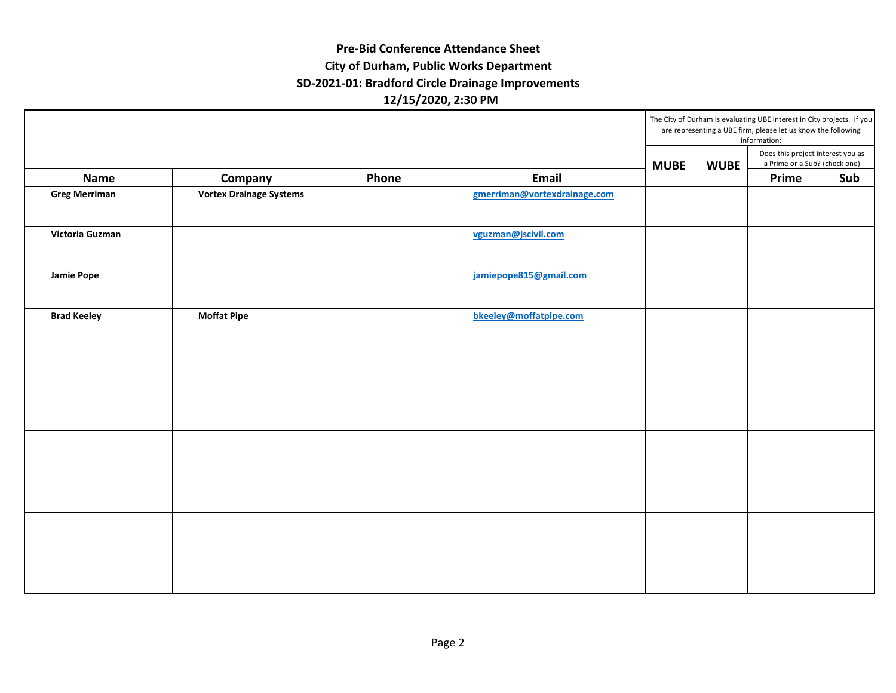**Pre-Bid Conference Attendance Sheet**

**City of Durham, Public Works Department**

**SD-2021-01: Bradford Circle Drainage Improvements**

**12/15/2020, 2:30 PM**

| | | | | The City of Durham is evaluating UBE interest in City projects. If you are representing a UBE firm, please let us know the following information: | | | |
|---|---|---|---|---|---|---|---|
| | | | | **MUBE** | **WUBE** | Does this project interest you as a Prime or a Sub? (check one) | |
| **Name** | **Company** | **Phone** | **Email** | | | **Prime** | **Sub** |
| **Greg Merriman** | **Vortex Drainage Systems** | | **gmerriman@vortexdrainage.com** | | | | |
| **Victoria Guzman** | | | **vguzman@jscivil.com** | | | | |
| **Jamie Pope** | | | **jamiepope815@gmail.com** | | | | |
| **Brad Keeley** | **Moffat Pipe** | | **bkeeley@moffatpipe.com** | | | | |
| | | | | | | | |
| | | | | | | | |
| | | | | | | | |
| | | | | | | | |
| | | | | | | | |
| | | | | | | | |